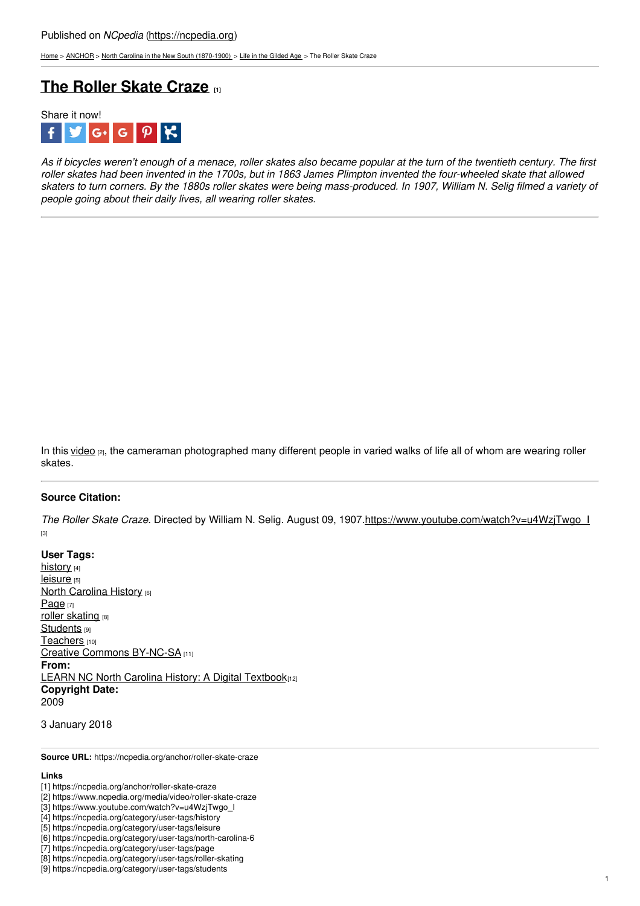Published on *NCpedia* (https://ncpedia.org)

Home > ANCHOR > North Carolina in the New South (1870-1900) > Life in the Gilded Age > The Roller Skate Craze

# The Roller Skate Craze [1]

Share it now!

*As if bicycles weren't enough of a menace, roller skates also became popular at the turn of the twentieth century. The first roller skates had been invented in the 1700s, but in 1863 James Plimpton invented the four-wheeled skate that allowed skaters to turn corners. By the 1880s roller skates were being mass-produced. In 1907, William N. Selig filmed a variety of people going about their daily lives, all wearing roller skates.*

---

In this video [2], the cameraman photographed many different people in varied walks of life all of whom are wearing roller skates.

---

**Source Citation:**

*The Roller Skate Craze*. Directed by William N. Selig. August 09, 1907.https://www.youtube.com/watch?v=u4WzjTwgo_I [3]

**User Tags:**
history [4]
leisure [5]
North Carolina History [6]
Page [7]
roller skating [8]
Students [9]
Teachers [10]
Creative Commons BY-NC-SA [11]
**From:**
LEARN NC North Carolina History: A Digital Textbook[12]
**Copyright Date:**
2009

3 January 2018

---

**Source URL:** https://ncpedia.org/anchor/roller-skate-craze

**Links**
[1] https://ncpedia.org/anchor/roller-skate-craze
[2] https://www.ncpedia.org/media/video/roller-skate-craze
[3] https://www.youtube.com/watch?v=u4WzjTwgo_I
[4] https://ncpedia.org/category/user-tags/history
[5] https://ncpedia.org/category/user-tags/leisure
[6] https://ncpedia.org/category/user-tags/north-carolina-6
[7] https://ncpedia.org/category/user-tags/page
[8] https://ncpedia.org/category/user-tags/roller-skating
[9] https://ncpedia.org/category/user-tags/students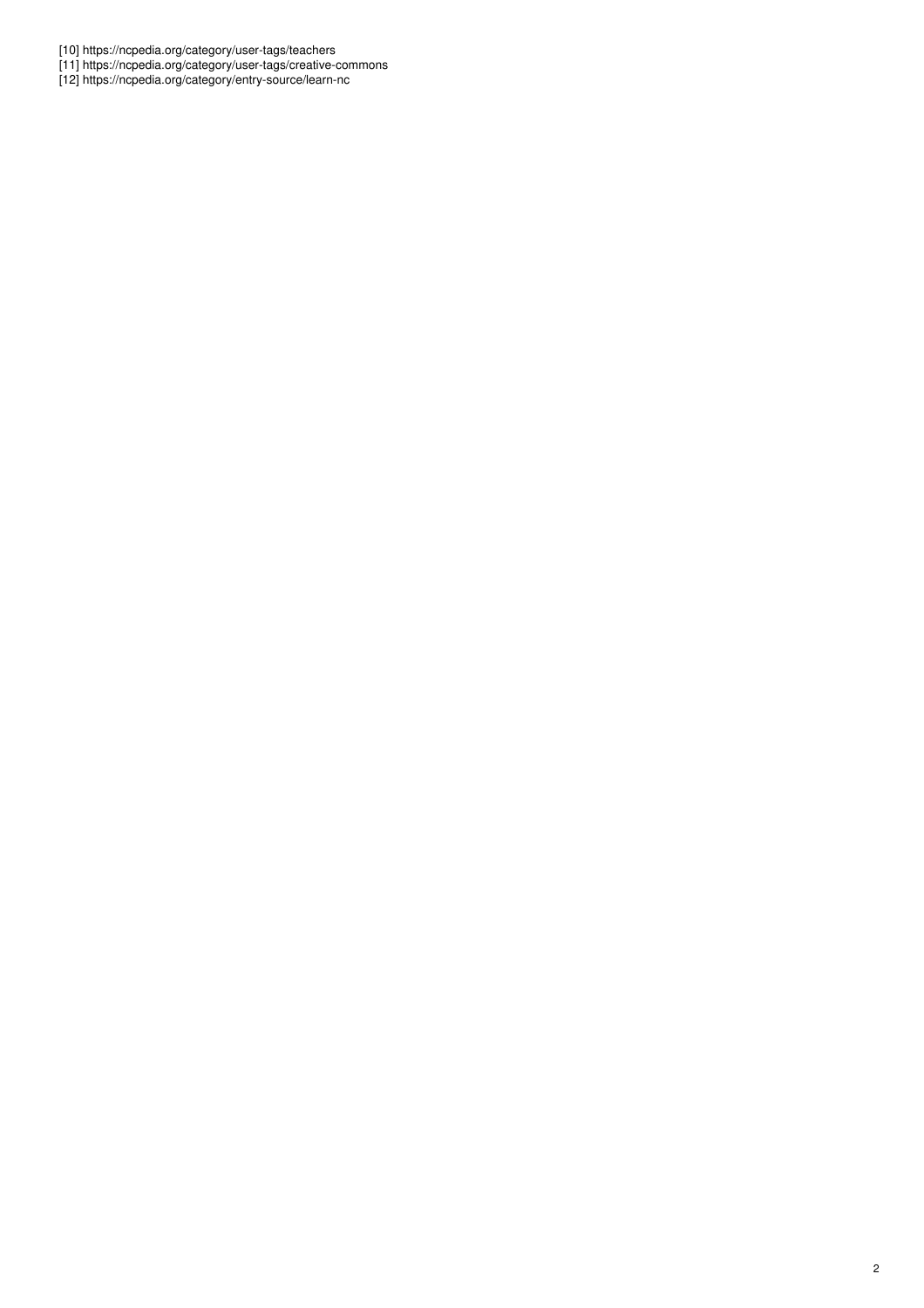[10] https://ncpedia.org/category/user-tags/teachers
[11] https://ncpedia.org/category/user-tags/creative-commons
[12] https://ncpedia.org/category/entry-source/learn-nc